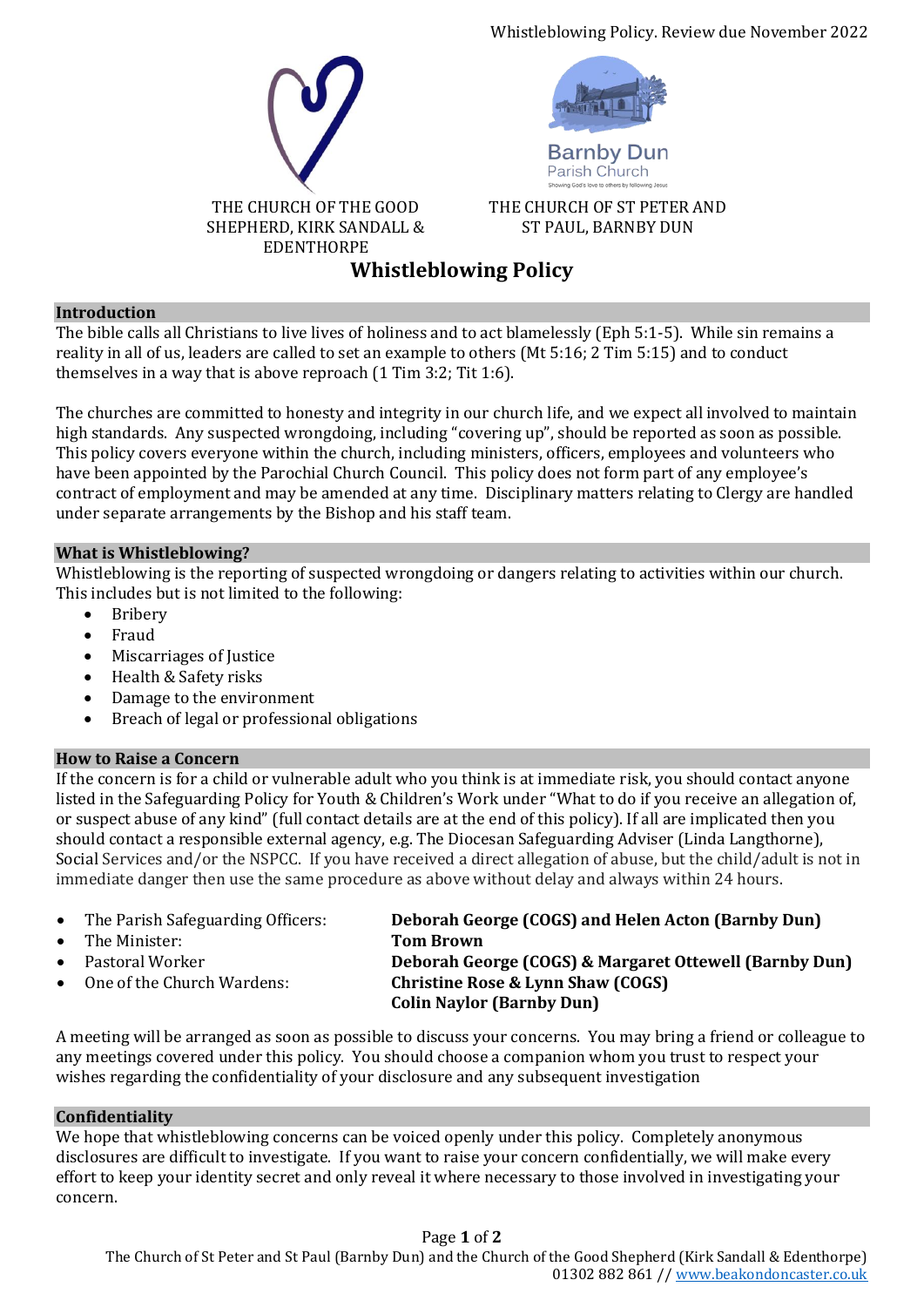THE CHURCH OF THE GOOD SHEPHERD, KIRK SANDALL & EDENTHORPE

THE CHURCH OF ST PETER AND ST PAUL, BARNBY DUN

# Whistleblowing Policy

## Introduction

The bible calls all Christians to live lives of holiness and to act blamelessly (Eph 5:1-5). While sin remains a reality in all of us, leaders are called to set an example to others (Mt 5:16; 2 Tim 5:15) and to conduct themselves in a way that is above reproach (1 Tim 3:2; Tit 1:6).

The churches are committed to honesty and integrity in our church life, and we expect all involved to maintain high standards. Any suspected wrongdoing, including "covering up", should be reported as soon as possible. This policy covers everyone within the church, including ministers, officers, employees and volunteers who have been appointed by the Parochial Church Council. This policy does not form part of any employee's contract of employment and may be amended at any time. Disciplinary matters relating to Clergy are handled under separate arrangements by the Bishop and his staff team.

## What is Whistleblowing?

Whistleblowing is the reporting of suspected wrongdoing or dangers relating to activities within our church. This includes but is not limited to the following:

- Bribery
- Fraud
- Miscarriages of Justice
- Health & Safety risks
- Damage to the environment
- Breach of legal or professional obligations

## How to Raise a Concern

If the concern is for a child or vulnerable adult who you think is at immediate risk, you should contact anyone listed in the Safeguarding Policy for Youth & Children's Work under "What to do if you receive an allegation of, or suspect abuse of any kind" (full contact details are at the end of this policy). If all are implicated then you should contact a responsible external agency, e.g. The Diocesan Safeguarding Adviser (Linda Langthorne), Social Services and/or the NSPCC. If you have received a direct allegation of abuse, but the child/adult is not in immediate danger then use the same procedure as above without delay and always within 24 hours.

- The Parish Safeguarding Officers: **Deborah George (COGS) and Helen Acton (Barnby Dun)**
- The Minister: **Tom Brown**
- Pastoral Worker **Deborah George (COGS) & Margaret Ottewell (Barnby Dun)**
- One of the Church Wardens: **Christine Rose & Lynn Shaw (COGS)**
  **Colin Naylor (Barnby Dun)**

A meeting will be arranged as soon as possible to discuss your concerns. You may bring a friend or colleague to any meetings covered under this policy. You should choose a companion whom you trust to respect your wishes regarding the confidentiality of your disclosure and any subsequent investigation

## Confidentiality

We hope that whistleblowing concerns can be voiced openly under this policy. Completely anonymous disclosures are difficult to investigate. If you want to raise your concern confidentially, we will make every effort to keep your identity secret and only reveal it where necessary to those involved in investigating your concern.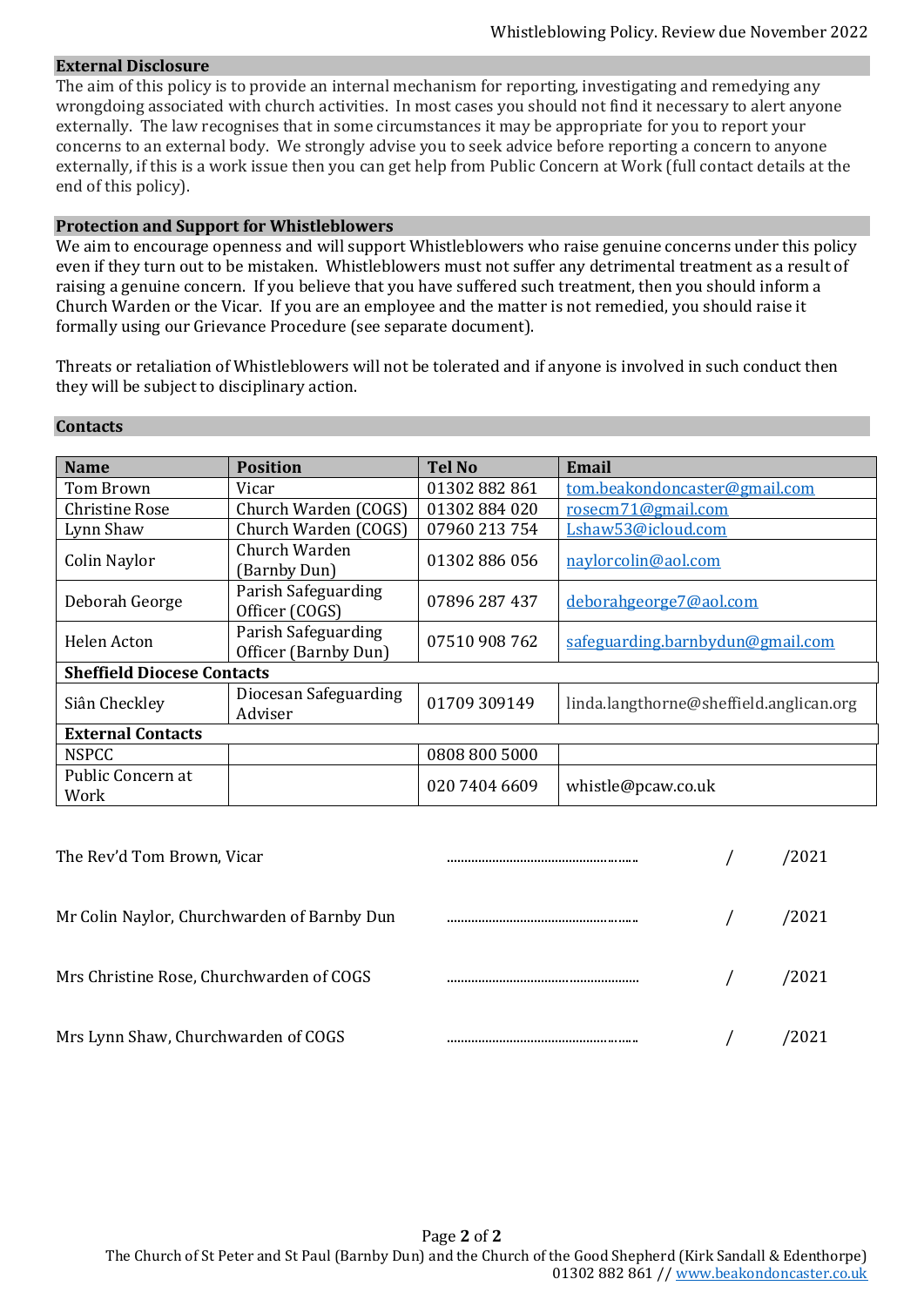## External Disclosure

The aim of this policy is to provide an internal mechanism for reporting, investigating and remedying any wrongdoing associated with church activities. In most cases you should not find it necessary to alert anyone externally. The law recognises that in some circumstances it may be appropriate for you to report your concerns to an external body. We strongly advise you to seek advice before reporting a concern to anyone externally, if this is a work issue then you can get help from Public Concern at Work (full contact details at the end of this policy).

## Protection and Support for Whistleblowers

We aim to encourage openness and will support Whistleblowers who raise genuine concerns under this policy even if they turn out to be mistaken. Whistleblowers must not suffer any detrimental treatment as a result of raising a genuine concern. If you believe that you have suffered such treatment, then you should inform a Church Warden or the Vicar. If you are an employee and the matter is not remedied, you should raise it formally using our Grievance Procedure (see separate document).

Threats or retaliation of Whistleblowers will not be tolerated and if anyone is involved in such conduct then they will be subject to disciplinary action.

## Contacts

| Name | Position | Tel No | Email |
|---|---|---|---|
| Tom Brown | Vicar | 01302 882 861 | tom.beakondoncaster@gmail.com |
| Christine Rose | Church Warden (COGS) | 01302 884 020 | rosecm71@gmail.com |
| Lynn Shaw | Church Warden (COGS) | 07960 213 754 | Lshaw53@icloud.com |
| Colin Naylor | Church Warden (Barnby Dun) | 01302 886 056 | naylorcolin@aol.com |
| Deborah George | Parish Safeguarding Officer (COGS) | 07896 287 437 | deborahgeorge7@aol.com |
| Helen Acton | Parish Safeguarding Officer (Barnby Dun) | 07510 908 762 | safeguarding.barnbydun@gmail.com |
| **Sheffield Diocese Contacts** | | | |
| Siân Checkley | Diocesan Safeguarding Adviser | 01709 309149 | linda.langthorne@sheffield.anglican.org |
| **External Contacts** | | | |
| NSPCC | | 0808 800 5000 | |
| Public Concern at Work | | 020 7404 6609 | whistle@pcaw.co.uk |

The Rev'd Tom Brown, Vicar ........................................ / /2021

Mr Colin Naylor, Churchwarden of Barnby Dun ........................................ / /2021

Mrs Christine Rose, Churchwarden of COGS ........................................ / /2021

Mrs Lynn Shaw, Churchwarden of COGS ........................................ / /2021